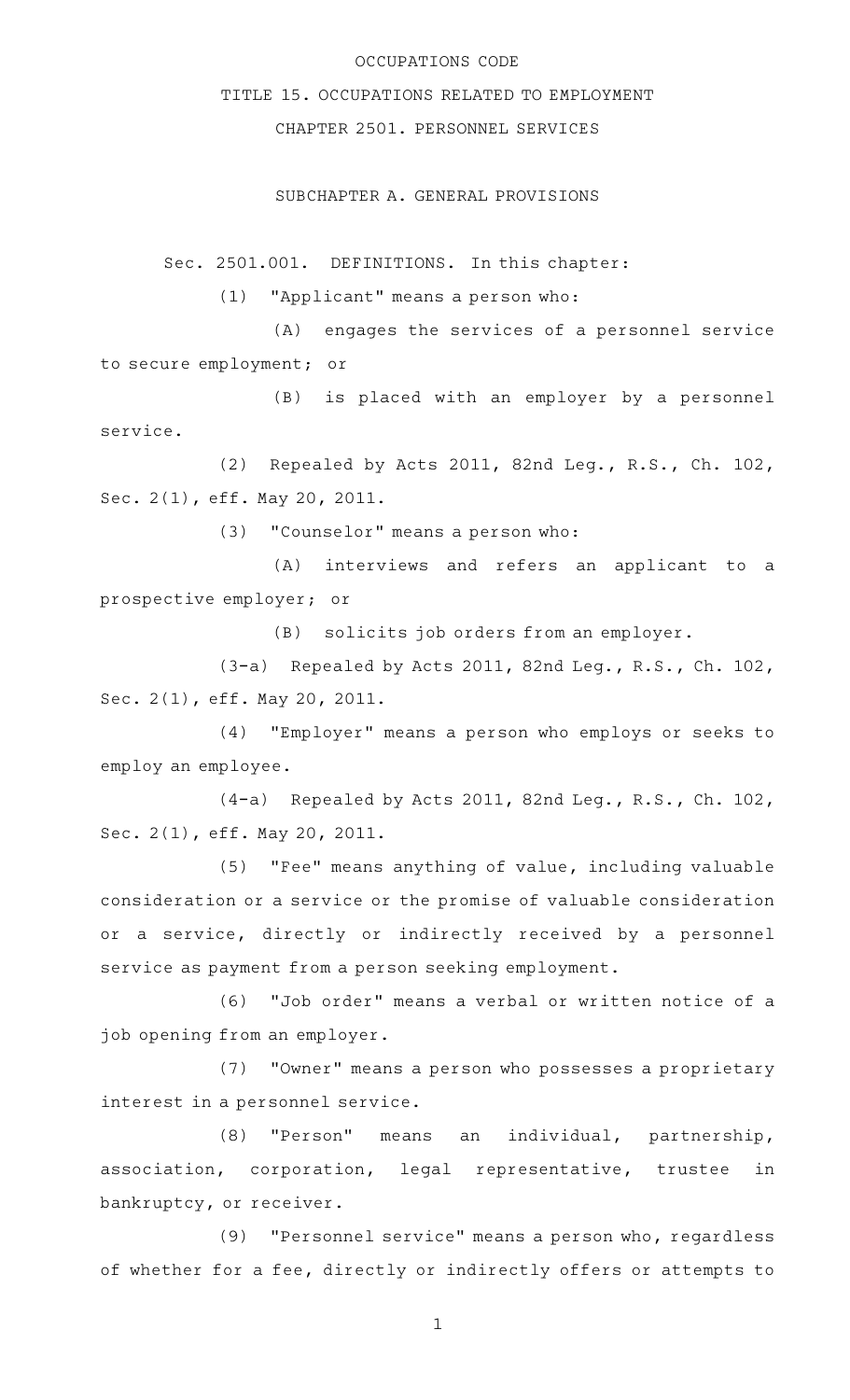OCCUPATIONS CODE

TITLE 15. OCCUPATIONS RELATED TO EMPLOYMENT

CHAPTER 2501. PERSONNEL SERVICES

SUBCHAPTER A. GENERAL PROVISIONS

Sec. 2501.001. DEFINITIONS. In this chapter:

(1) "Applicant" means a person who:

(A) engages the services of a personnel service to secure employment; or

(B) is placed with an employer by a personnel service.

(2) Repealed by Acts 2011, 82nd Leg., R.S., Ch. 102, Sec. 2(1), eff. May 20, 2011.

(3) "Counselor" means a person who:

(A) interviews and refers an applicant to a prospective employer; or

(B) solicits job orders from an employer.

(3-a) Repealed by Acts 2011, 82nd Leg., R.S., Ch. 102, Sec. 2(1), eff. May 20, 2011.

(4) "Employer" means a person who employs or seeks to employ an employee.

(4-a) Repealed by Acts 2011, 82nd Leg., R.S., Ch. 102, Sec. 2(1), eff. May 20, 2011.

(5) "Fee" means anything of value, including valuable consideration or a service or the promise of valuable consideration or a service, directly or indirectly received by a personnel service as payment from a person seeking employment.

(6) "Job order" means a verbal or written notice of a job opening from an employer.

(7) "Owner" means a person who possesses a proprietary interest in a personnel service.

(8) "Person" means an individual, partnership, association, corporation, legal representative, trustee in bankruptcy, or receiver.

(9) "Personnel service" means a person who, regardless of whether for a fee, directly or indirectly offers or attempts to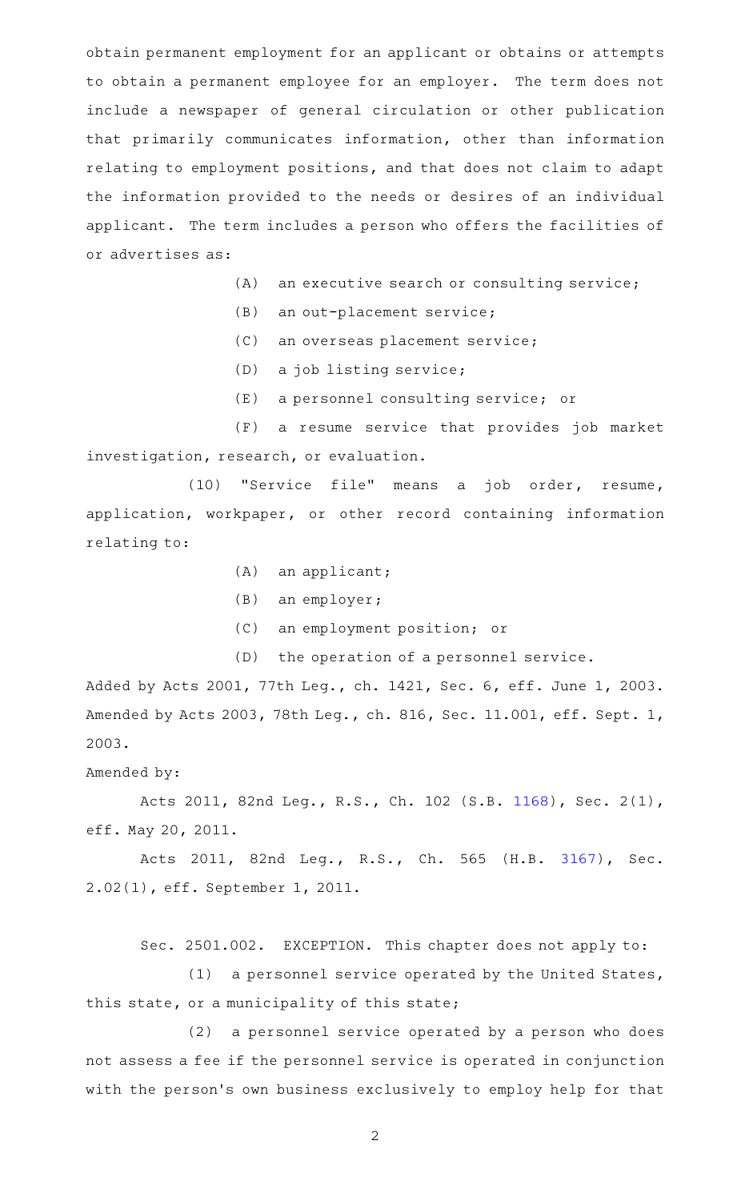obtain permanent employment for an applicant or obtains or attempts to obtain a permanent employee for an employer. The term does not include a newspaper of general circulation or other publication that primarily communicates information, other than information relating to employment positions, and that does not claim to adapt the information provided to the needs or desires of an individual applicant. The term includes a person who offers the facilities of or advertises as:

(A) an executive search or consulting service;

(B) an out-placement service;

(C) an overseas placement service;

(D) a job listing service;

(E) a personnel consulting service; or

(F) a resume service that provides job market investigation, research, or evaluation.

(10) "Service file" means a job order, resume, application, workpaper, or other record containing information relating to:

(A) an applicant;

(B) an employer;

(C) an employment position; or

(D) the operation of a personnel service.

Added by Acts 2001, 77th Leg., ch. 1421, Sec. 6, eff. June 1, 2003. Amended by Acts 2003, 78th Leg., ch. 816, Sec. 11.001, eff. Sept. 1, 2003.

Amended by:

Acts 2011, 82nd Leg., R.S., Ch. 102 (S.B. 1168), Sec. 2(1), eff. May 20, 2011.

Acts 2011, 82nd Leg., R.S., Ch. 565 (H.B. 3167), Sec. 2.02(1), eff. September 1, 2011.

Sec. 2501.002. EXCEPTION. This chapter does not apply to:

(1) a personnel service operated by the United States, this state, or a municipality of this state;

(2) a personnel service operated by a person who does not assess a fee if the personnel service is operated in conjunction with the person's own business exclusively to employ help for that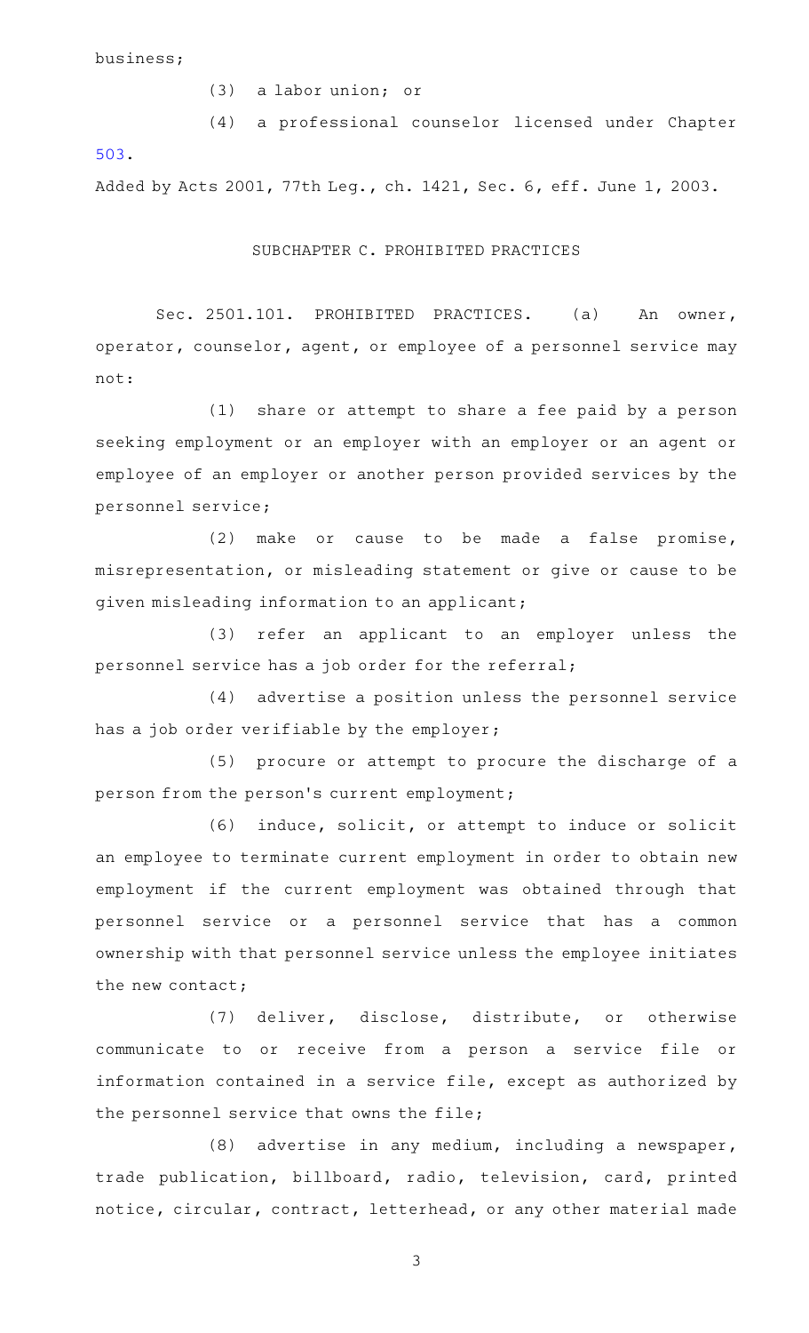business;

(3) a labor union; or

(4) a professional counselor licensed under Chapter 503.

Added by Acts 2001, 77th Leg., ch. 1421, Sec. 6, eff. June 1, 2003.

## SUBCHAPTER C. PROHIBITED PRACTICES

Sec. 2501.101. PROHIBITED PRACTICES. (a) An owner, operator, counselor, agent, or employee of a personnel service may not:

(1) share or attempt to share a fee paid by a person seeking employment or an employer with an employer or an agent or employee of an employer or another person provided services by the personnel service;

(2) make or cause to be made a false promise, misrepresentation, or misleading statement or give or cause to be given misleading information to an applicant;

(3) refer an applicant to an employer unless the personnel service has a job order for the referral;

(4) advertise a position unless the personnel service has a job order verifiable by the employer;

(5) procure or attempt to procure the discharge of a person from the person's current employment;

(6) induce, solicit, or attempt to induce or solicit an employee to terminate current employment in order to obtain new employment if the current employment was obtained through that personnel service or a personnel service that has a common ownership with that personnel service unless the employee initiates the new contact;

(7) deliver, disclose, distribute, or otherwise communicate to or receive from a person a service file or information contained in a service file, except as authorized by the personnel service that owns the file;

(8) advertise in any medium, including a newspaper, trade publication, billboard, radio, television, card, printed notice, circular, contract, letterhead, or any other material made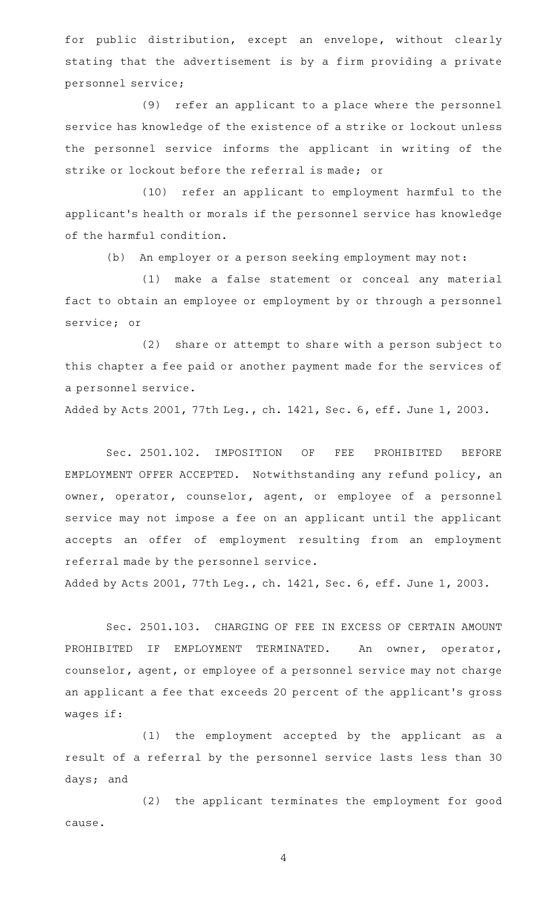for public distribution, except an envelope, without clearly stating that the advertisement is by a firm providing a private personnel service;

(9) refer an applicant to a place where the personnel service has knowledge of the existence of a strike or lockout unless the personnel service informs the applicant in writing of the strike or lockout before the referral is made; or

(10) refer an applicant to employment harmful to the applicant's health or morals if the personnel service has knowledge of the harmful condition.

(b) An employer or a person seeking employment may not:

(1) make a false statement or conceal any material fact to obtain an employee or employment by or through a personnel service; or

(2) share or attempt to share with a person subject to this chapter a fee paid or another payment made for the services of a personnel service.

Added by Acts 2001, 77th Leg., ch. 1421, Sec. 6, eff. June 1, 2003.

Sec. 2501.102. IMPOSITION OF FEE PROHIBITED BEFORE EMPLOYMENT OFFER ACCEPTED. Notwithstanding any refund policy, an owner, operator, counselor, agent, or employee of a personnel service may not impose a fee on an applicant until the applicant accepts an offer of employment resulting from an employment referral made by the personnel service.

Added by Acts 2001, 77th Leg., ch. 1421, Sec. 6, eff. June 1, 2003.

Sec. 2501.103. CHARGING OF FEE IN EXCESS OF CERTAIN AMOUNT PROHIBITED IF EMPLOYMENT TERMINATED. An owner, operator, counselor, agent, or employee of a personnel service may not charge an applicant a fee that exceeds 20 percent of the applicant's gross wages if:

(1) the employment accepted by the applicant as a result of a referral by the personnel service lasts less than 30 days; and

(2) the applicant terminates the employment for good cause.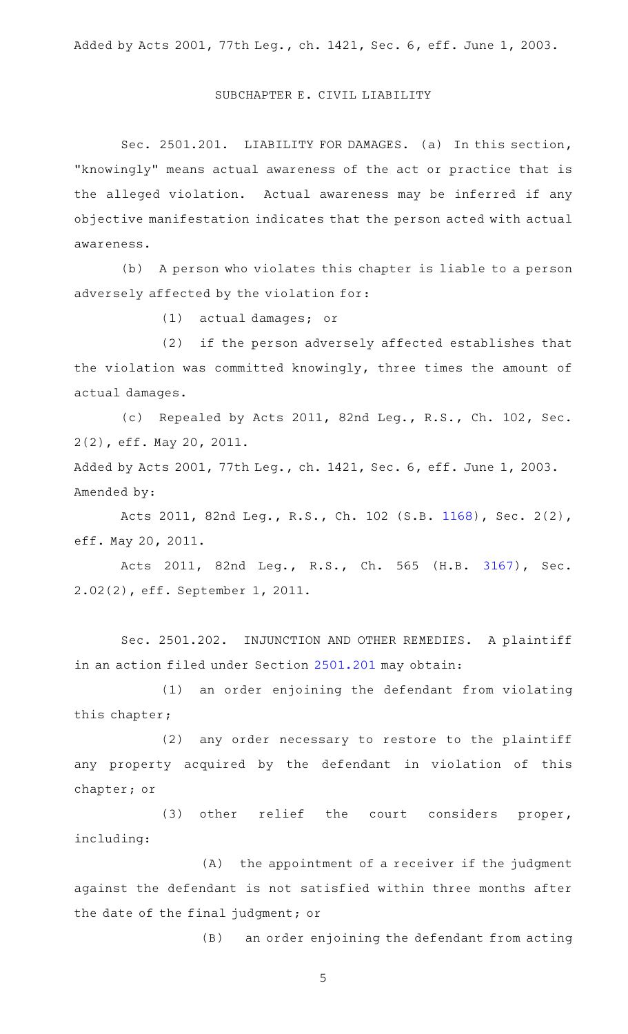Added by Acts 2001, 77th Leg., ch. 1421, Sec. 6, eff. June 1, 2003.

## SUBCHAPTER E. CIVIL LIABILITY

Sec. 2501.201. LIABILITY FOR DAMAGES. (a) In this section, "knowingly" means actual awareness of the act or practice that is the alleged violation. Actual awareness may be inferred if any objective manifestation indicates that the person acted with actual awareness.

(b) A person who violates this chapter is liable to a person adversely affected by the violation for:

(1) actual damages; or

(2) if the person adversely affected establishes that the violation was committed knowingly, three times the amount of actual damages.

(c) Repealed by Acts 2011, 82nd Leg., R.S., Ch. 102, Sec. 2(2), eff. May 20, 2011.

Added by Acts 2001, 77th Leg., ch. 1421, Sec. 6, eff. June 1, 2003.
Amended by:

Acts 2011, 82nd Leg., R.S., Ch. 102 (S.B. 1168), Sec. 2(2), eff. May 20, 2011.

Acts 2011, 82nd Leg., R.S., Ch. 565 (H.B. 3167), Sec. 2.02(2), eff. September 1, 2011.

Sec. 2501.202. INJUNCTION AND OTHER REMEDIES. A plaintiff in an action filed under Section 2501.201 may obtain:

(1) an order enjoining the defendant from violating this chapter;

(2) any order necessary to restore to the plaintiff any property acquired by the defendant in violation of this chapter; or

(3) other relief the court considers proper, including:

(A) the appointment of a receiver if the judgment against the defendant is not satisfied within three months after the date of the final judgment; or

(B) an order enjoining the defendant from acting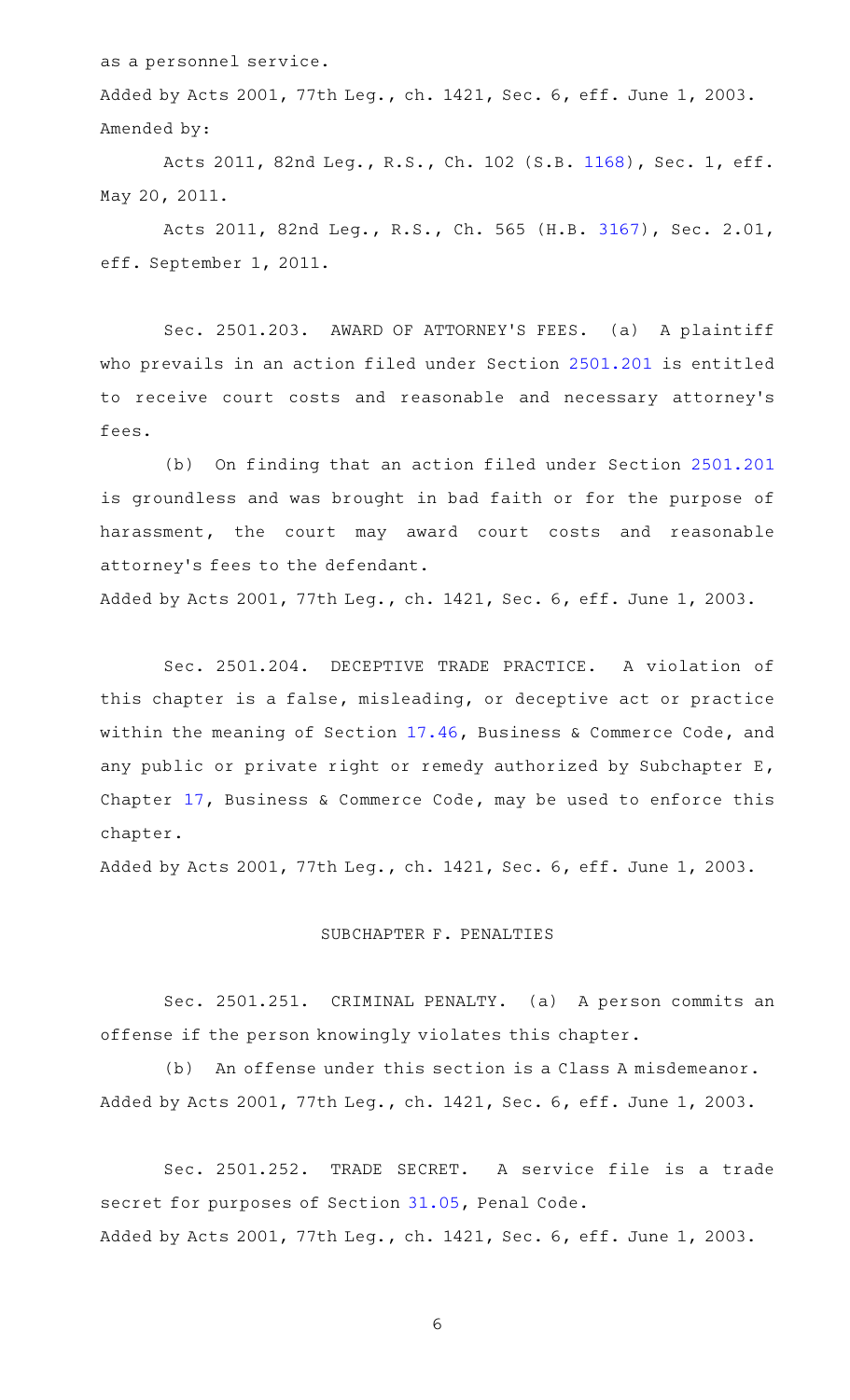as a personnel service.

Added by Acts 2001, 77th Leg., ch. 1421, Sec. 6, eff. June 1, 2003.
Amended by:

Acts 2011, 82nd Leg., R.S., Ch. 102 (S.B. 1168), Sec. 1, eff. May 20, 2011.

Acts 2011, 82nd Leg., R.S., Ch. 565 (H.B. 3167), Sec. 2.01, eff. September 1, 2011.

Sec. 2501.203. AWARD OF ATTORNEY'S FEES. (a) A plaintiff who prevails in an action filed under Section 2501.201 is entitled to receive court costs and reasonable and necessary attorney's fees.

(b) On finding that an action filed under Section 2501.201 is groundless and was brought in bad faith or for the purpose of harassment, the court may award court costs and reasonable attorney's fees to the defendant.

Added by Acts 2001, 77th Leg., ch. 1421, Sec. 6, eff. June 1, 2003.

Sec. 2501.204. DECEPTIVE TRADE PRACTICE. A violation of this chapter is a false, misleading, or deceptive act or practice within the meaning of Section 17.46, Business & Commerce Code, and any public or private right or remedy authorized by Subchapter E, Chapter 17, Business & Commerce Code, may be used to enforce this chapter.

Added by Acts 2001, 77th Leg., ch. 1421, Sec. 6, eff. June 1, 2003.

## SUBCHAPTER F. PENALTIES

Sec. 2501.251. CRIMINAL PENALTY. (a) A person commits an offense if the person knowingly violates this chapter.

(b) An offense under this section is a Class A misdemeanor.

Added by Acts 2001, 77th Leg., ch. 1421, Sec. 6, eff. June 1, 2003.

Sec. 2501.252. TRADE SECRET. A service file is a trade secret for purposes of Section 31.05, Penal Code.

Added by Acts 2001, 77th Leg., ch. 1421, Sec. 6, eff. June 1, 2003.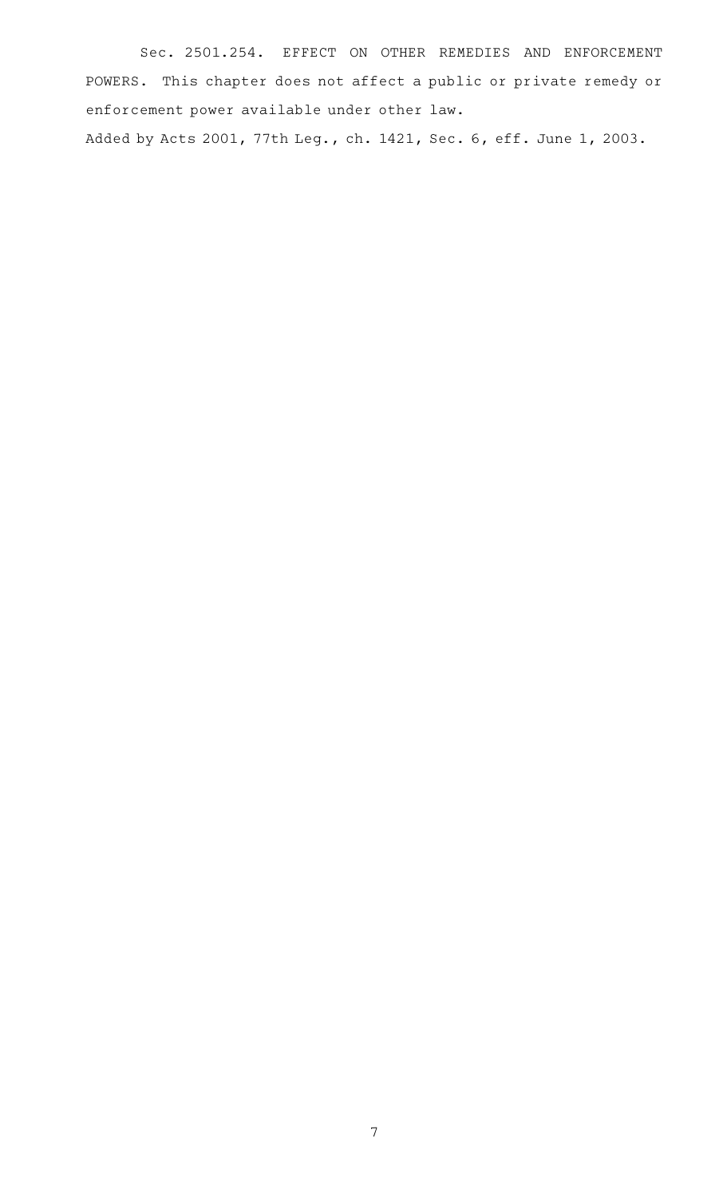Sec. 2501.254. EFFECT ON OTHER REMEDIES AND ENFORCEMENT POWERS. This chapter does not affect a public or private remedy or enforcement power available under other law.

Added by Acts 2001, 77th Leg., ch. 1421, Sec. 6, eff. June 1, 2003.